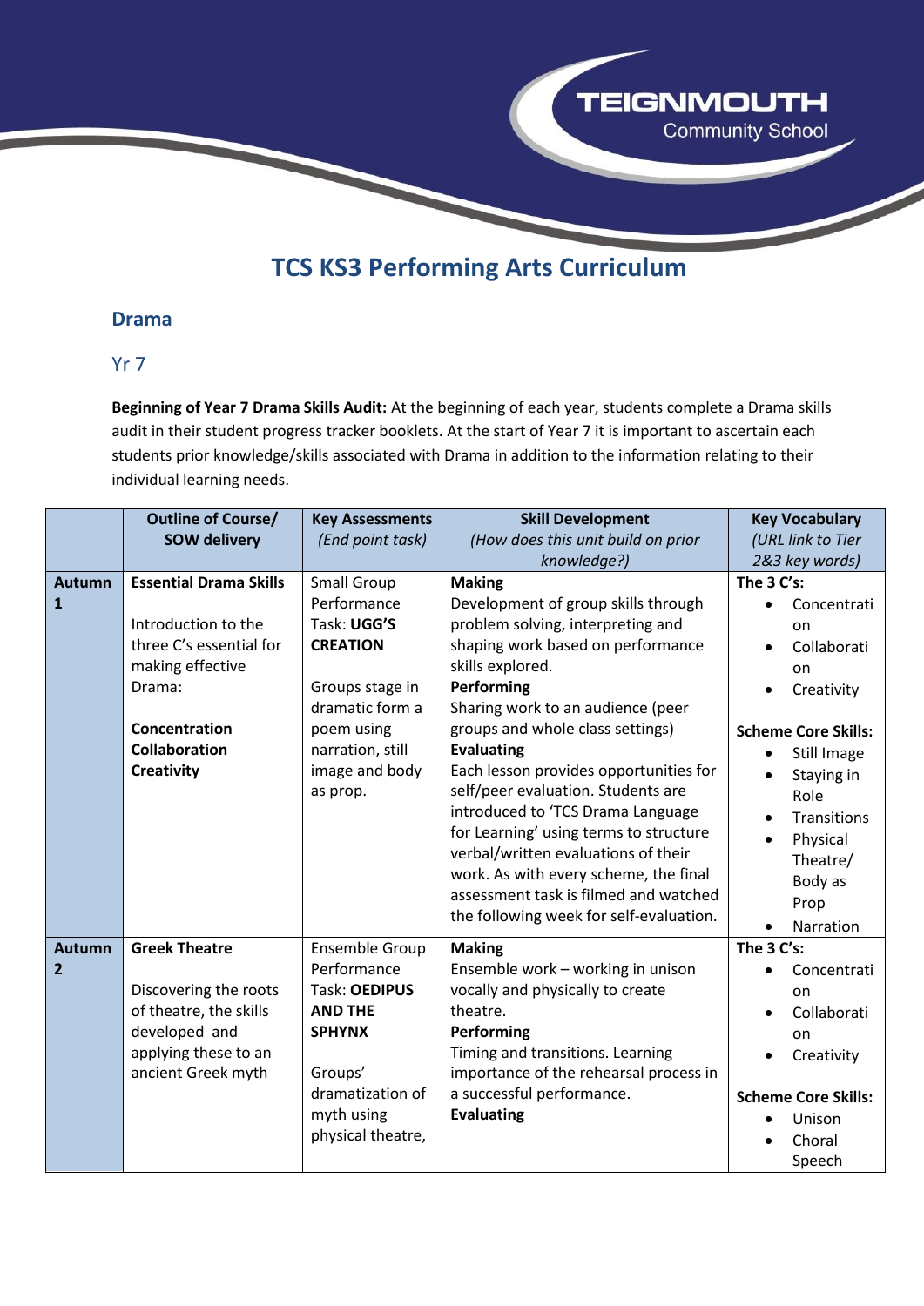# TCS KS3 Performing Arts Curriculum

## Drama

### Yr 7

**Beginning of Year 7 Drama Skills Audit:** At the beginning of each year, students complete a Drama skills audit in their student progress tracker booklets. At the start of Year 7 it is important to ascertain each students prior knowledge/skills associated with Drama in addition to the information relating to their individual learning needs.

| | Outline of Course/ SOW delivery | Key Assessments *(End point task)* | Skill Development *(How does this unit build on prior knowledge?)* | Key Vocabulary *(URL link to Tier 2&3 key words)* |
|---|---|---|---|---|
| **Autumn 1** | **Essential Drama Skills**<br><br>Introduction to the three C's essential for making effective Drama:<br><br>**Concentration**<br>**Collaboration**<br>**Creativity** | Small Group Performance Task: **UGG'S CREATION**<br><br>Groups stage in dramatic form a poem using narration, still image and body as prop. | **Making**<br>Development of group skills through problem solving, interpreting and shaping work based on performance skills explored.<br>**Performing**<br>Sharing work to an audience (peer groups and whole class settings)<br>**Evaluating**<br>Each lesson provides opportunities for self/peer evaluation. Students are introduced to 'TCS Drama Language for Learning' using terms to structure verbal/written evaluations of their work. As with every scheme, the final assessment task is filmed and watched the following week for self-evaluation. | **The 3 C's:**<br>• Concentration<br>• Collaboration<br>• Creativity<br><br>**Scheme Core Skills:**<br>• Still Image<br>• Staying in Role<br>• Transitions<br>• Physical Theatre/ Body as Prop<br>• Narration |
| **Autumn 2** | **Greek Theatre**<br><br>Discovering the roots of theatre, the skills developed and applying these to an ancient Greek myth | Ensemble Group Performance Task: **OEDIPUS AND THE SPHYNX**<br><br>Groups' dramatization of myth using physical theatre, | **Making**<br>Ensemble work – working in unison vocally and physically to create theatre.<br>**Performing**<br>Timing and transitions. Learning importance of the rehearsal process in a successful performance.<br>**Evaluating** | **The 3 C's:**<br>• Concentration<br>• Collaboration<br>• Creativity<br><br>**Scheme Core Skills:**<br>• Unison<br>• Choral Speech |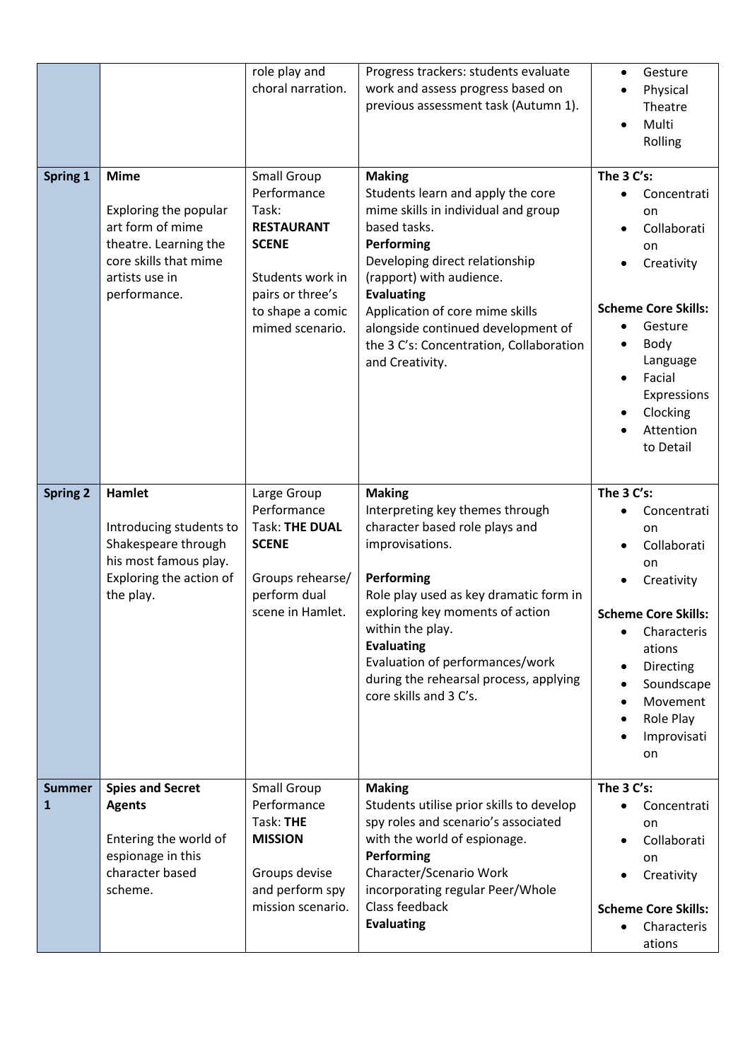| | | | | |
|---|---|---|---|---|
| | | role play and choral narration. | Progress trackers: students evaluate work and assess progress based on previous assessment task (Autumn 1). | • Gesture<br>• Physical Theatre<br>• Multi Rolling |
| **Spring 1** | **Mime**<br><br>Exploring the popular art form of mime theatre. Learning the core skills that mime artists use in performance. | Small Group Performance Task: **RESTAURANT SCENE**<br><br>Students work in pairs or three's to shape a comic mimed scenario. | **Making**<br>Students learn and apply the core mime skills in individual and group based tasks.<br>**Performing**<br>Developing direct relationship (rapport) with audience.<br>**Evaluating**<br>Application of core mime skills alongside continued development of the 3 C's: Concentration, Collaboration and Creativity. | **The 3 C's:**<br>• Concentration<br>• Collaboration<br>• Creativity<br><br>**Scheme Core Skills:**<br>• Gesture<br>• Body Language<br>• Facial Expressions<br>• Clocking<br>• Attention to Detail |
| **Spring 2** | **Hamlet**<br><br>Introducing students to Shakespeare through his most famous play. Exploring the action of the play. | Large Group Performance Task: **THE DUAL SCENE**<br><br>Groups rehearse/ perform dual scene in Hamlet. | **Making**<br>Interpreting key themes through character based role plays and improvisations.<br><br>**Performing**<br>Role play used as key dramatic form in exploring key moments of action within the play.<br>**Evaluating**<br>Evaluation of performances/work during the rehearsal process, applying core skills and 3 C's. | **The 3 C's:**<br>• Concentration<br>• Collaboration<br>• Creativity<br><br>**Scheme Core Skills:**<br>• Characterisations<br>• Directing<br>• Soundscape<br>• Movement<br>• Role Play<br>• Improvisation |
| **Summer 1** | **Spies and Secret Agents**<br><br>Entering the world of espionage in this character based scheme. | Small Group Performance Task: **THE MISSION**<br><br>Groups devise and perform spy mission scenario. | **Making**<br>Students utilise prior skills to develop spy roles and scenario's associated with the world of espionage.<br>**Performing**<br>Character/Scenario Work incorporating regular Peer/Whole Class feedback<br>**Evaluating** | **The 3 C's:**<br>• Concentration<br>• Collaboration<br>• Creativity<br><br>**Scheme Core Skills:**<br>• Characterisations |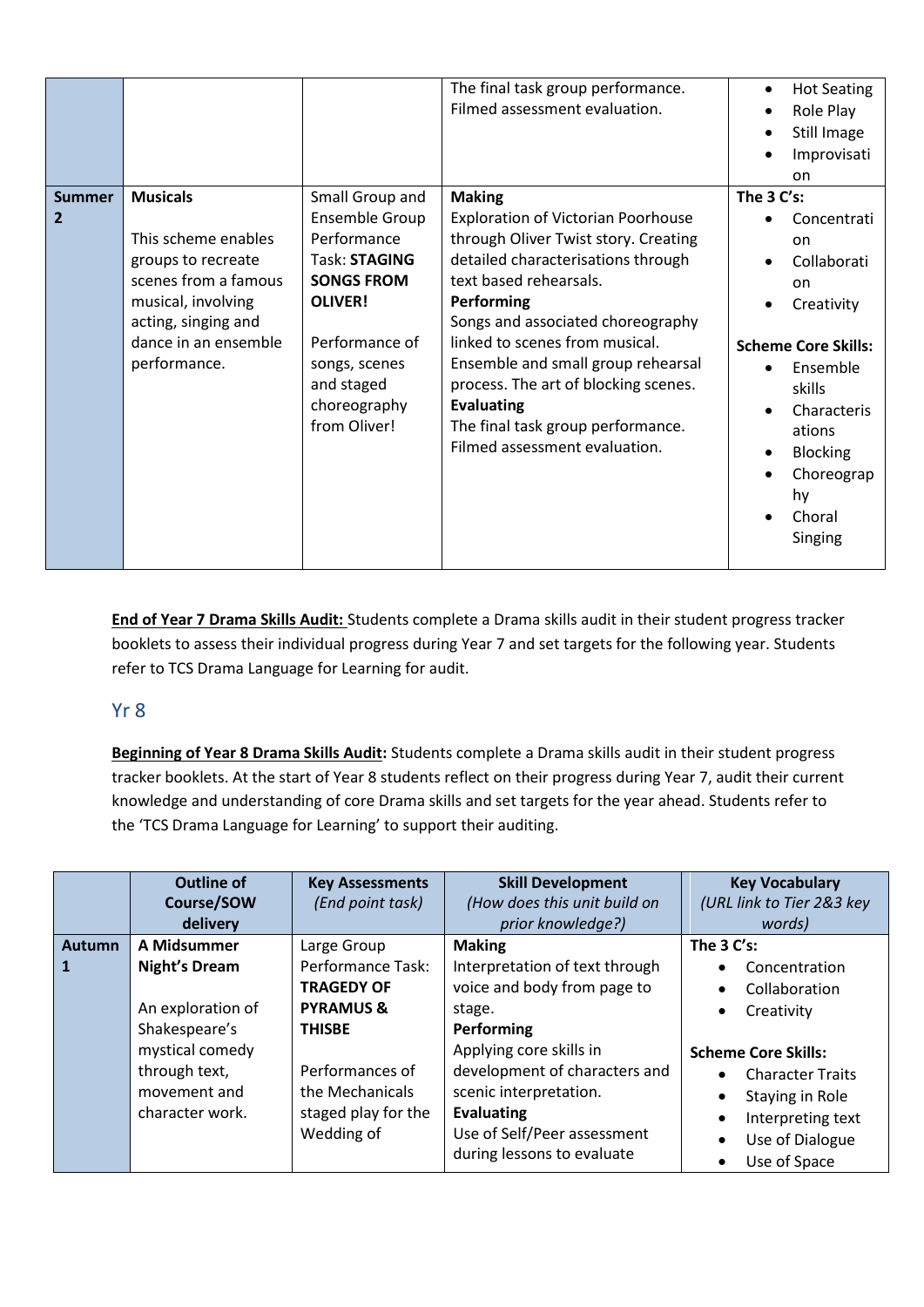|  |  |  | The final task group performance. Filmed assessment evaluation. | • Hot Seating<br>• Role Play<br>• Still Image<br>• Improvisation |
|---|---|---|---|---|
| **Summer 2** | **Musicals**<br><br>This scheme enables groups to recreate scenes from a famous musical, involving acting, singing and dance in an ensemble performance. | Small Group and Ensemble Group Performance Task: **STAGING SONGS FROM OLIVER!**<br><br>Performance of songs, scenes and staged choreography from Oliver! | **Making**<br>Exploration of Victorian Poorhouse through Oliver Twist story. Creating detailed characterisations through text based rehearsals.<br>**Performing**<br>Songs and associated choreography linked to scenes from musical. Ensemble and small group rehearsal process. The art of blocking scenes.<br>**Evaluating**<br>The final task group performance. Filmed assessment evaluation. | **The 3 C's:**<br>• Concentration<br>• Collaboration<br>• Creativity<br><br>**Scheme Core Skills:**<br>• Ensemble skills<br>• Characterisations<br>• Blocking<br>• Choreography<br>• Choral Singing |

**End of Year 7 Drama Skills Audit:** Students complete a Drama skills audit in their student progress tracker booklets to assess their individual progress during Year 7 and set targets for the following year. Students refer to TCS Drama Language for Learning for audit.

## Yr 8

**Beginning of Year 8 Drama Skills Audit:** Students complete a Drama skills audit in their student progress tracker booklets. At the start of Year 8 students reflect on their progress during Year 7, audit their current knowledge and understanding of core Drama skills and set targets for the year ahead. Students refer to the 'TCS Drama Language for Learning' to support their auditing.

|  | Outline of Course/SOW delivery | Key Assessments *(End point task)* | Skill Development *(How does this unit build on prior knowledge?)* | Key Vocabulary *(URL link to Tier 2&3 key words)* |
|---|---|---|---|---|
| **Autumn 1** | **A Midsummer Night's Dream**<br><br>An exploration of Shakespeare's mystical comedy through text, movement and character work. | Large Group Performance Task: **TRAGEDY OF PYRAMUS & THISBE**<br><br>Performances of the Mechanicals staged play for the Wedding of | **Making**<br>Interpretation of text through voice and body from page to stage.<br>**Performing**<br>Applying core skills in development of characters and scenic interpretation.<br>**Evaluating**<br>Use of Self/Peer assessment during lessons to evaluate | **The 3 C's:**<br>• Concentration<br>• Collaboration<br>• Creativity<br><br>**Scheme Core Skills:**<br>• Character Traits<br>• Staying in Role<br>• Interpreting text<br>• Use of Dialogue<br>• Use of Space |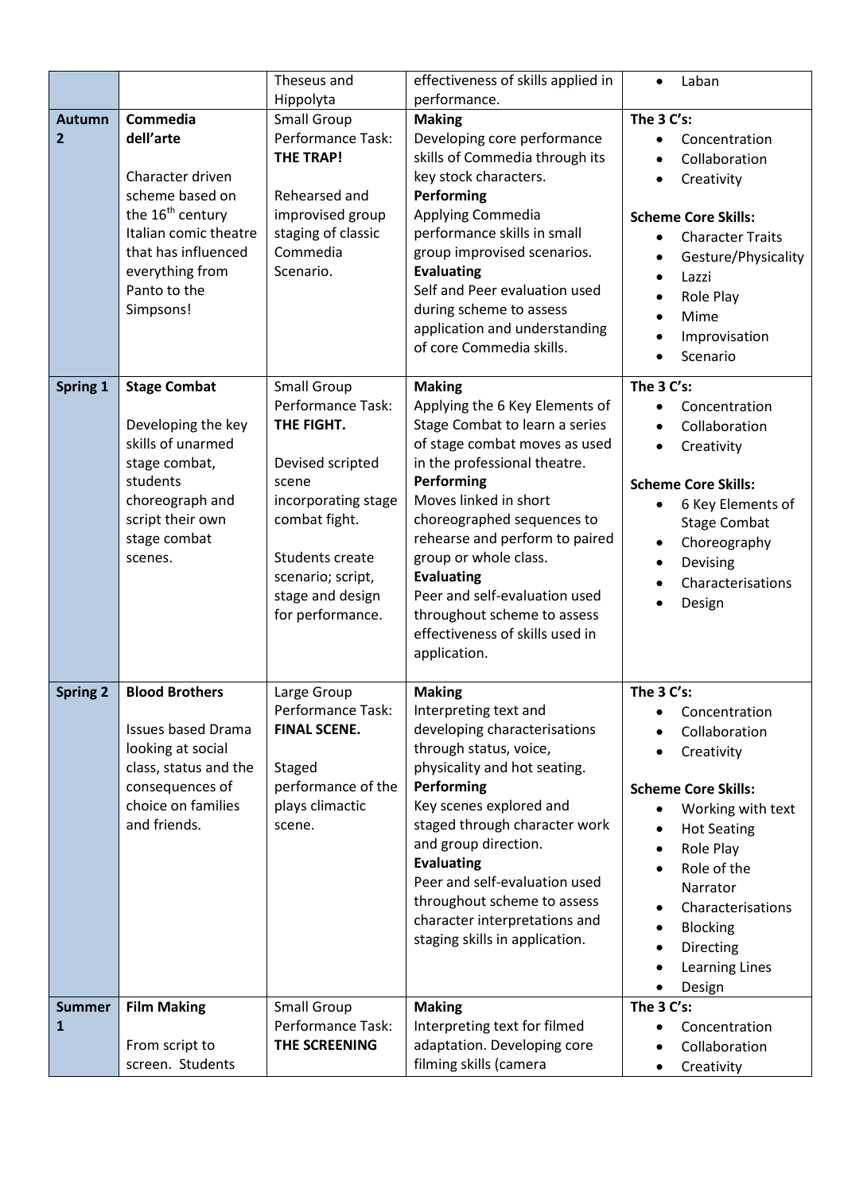| | | | | |
|---|---|---|---|---|
| | | Theseus and Hippolyta | effectiveness of skills applied in performance. | • Laban |
| **Autumn 2** | **Commedia dell'arte**<br><br>Character driven scheme based on the 16th century Italian comic theatre that has influenced everything from Panto to the Simpsons! | Small Group Performance Task: **THE TRAP!**<br><br>Rehearsed and improvised group staging of classic Commedia Scenario. | **Making**<br>Developing core performance skills of Commedia through its key stock characters.<br>**Performing**<br>Applying Commedia performance skills in small group improvised scenarios.<br>**Evaluating**<br>Self and Peer evaluation used during scheme to assess application and understanding of core Commedia skills. | **The 3 C's:**<br>• Concentration<br>• Collaboration<br>• Creativity<br><br>**Scheme Core Skills:**<br>• Character Traits<br>• Gesture/Physicality<br>• Lazzi<br>• Role Play<br>• Mime<br>• Improvisation<br>• Scenario |
| **Spring 1** | **Stage Combat**<br><br>Developing the key skills of unarmed stage combat, students choreograph and script their own stage combat scenes. | Small Group Performance Task: **THE FIGHT.**<br><br>Devised scripted scene incorporating stage combat fight.<br><br>Students create scenario; script, stage and design for performance. | **Making**<br>Applying the 6 Key Elements of Stage Combat to learn a series of stage combat moves as used in the professional theatre.<br>**Performing**<br>Moves linked in short choreographed sequences to rehearse and perform to paired group or whole class.<br>**Evaluating**<br>Peer and self-evaluation used throughout scheme to assess effectiveness of skills used in application. | **The 3 C's:**<br>• Concentration<br>• Collaboration<br>• Creativity<br><br>**Scheme Core Skills:**<br>• 6 Key Elements of Stage Combat<br>• Choreography<br>• Devising<br>• Characterisations<br>• Design |
| **Spring 2** | **Blood Brothers**<br><br>Issues based Drama looking at social class, status and the consequences of choice on families and friends. | Large Group Performance Task: **FINAL SCENE.**<br><br>Staged performance of the plays climactic scene. | **Making**<br>Interpreting text and developing characterisations through status, voice, physicality and hot seating.<br>**Performing**<br>Key scenes explored and staged through character work and group direction.<br>**Evaluating**<br>Peer and self-evaluation used throughout scheme to assess character interpretations and staging skills in application. | **The 3 C's:**<br>• Concentration<br>• Collaboration<br>• Creativity<br><br>**Scheme Core Skills:**<br>• Working with text<br>• Hot Seating<br>• Role Play<br>• Role of the Narrator<br>• Characterisations<br>• Blocking<br>• Directing<br>• Learning Lines<br>• Design |
| **Summer 1** | **Film Making**<br><br>From script to screen. Students | Small Group Performance Task: **THE SCREENING** | **Making**<br>Interpreting text for filmed adaptation. Developing core filming skills (camera | **The 3 C's:**<br>• Concentration<br>• Collaboration<br>• Creativity |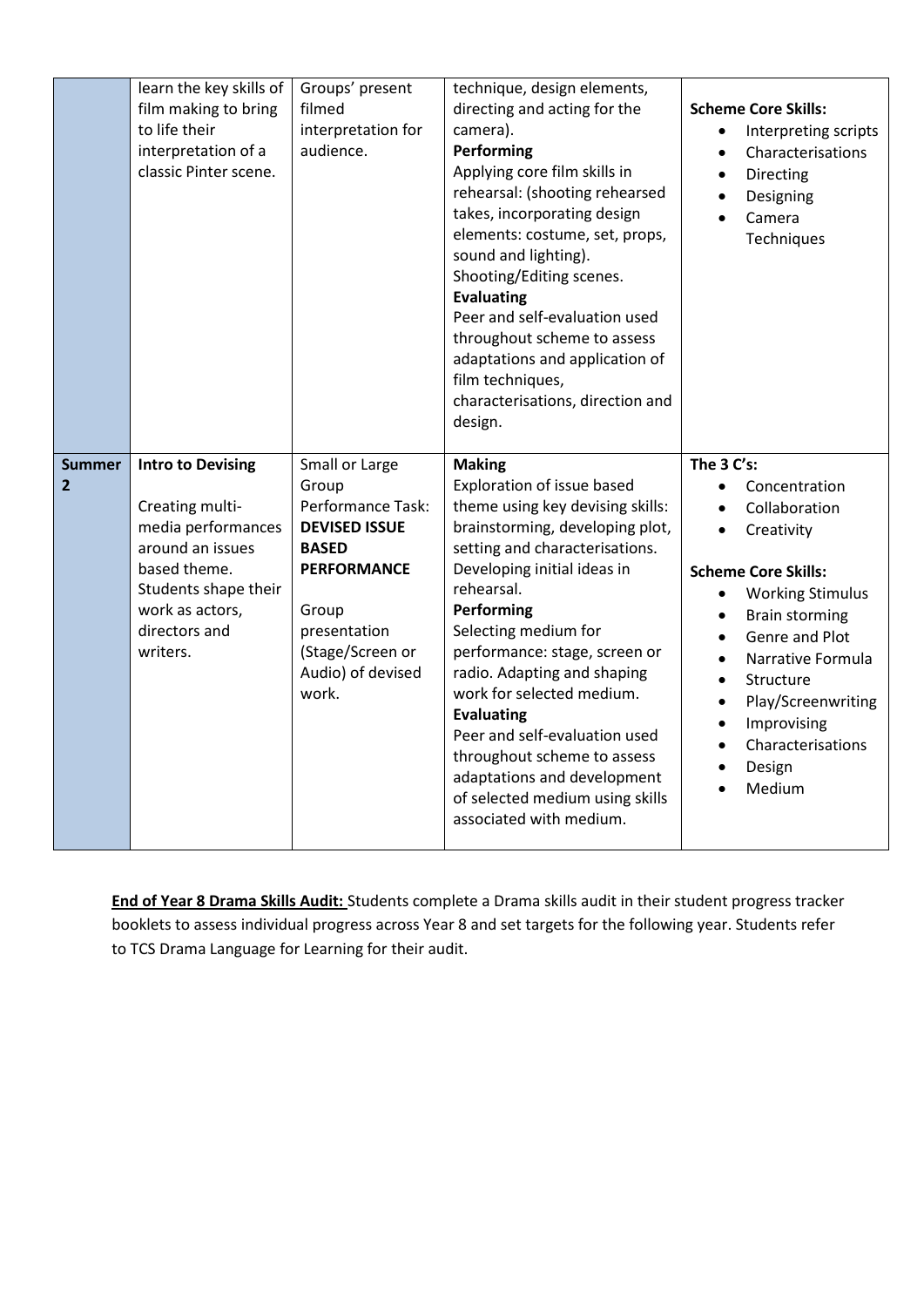| | | | | |
|---|---|---|---|---|
| | learn the key skills of film making to bring to life their interpretation of a classic Pinter scene. | Groups' present filmed interpretation for audience. | technique, design elements, directing and acting for the camera).<br>**Performing**<br>Applying core film skills in rehearsal: (shooting rehearsed takes, incorporating design elements: costume, set, props, sound and lighting).<br>Shooting/Editing scenes.<br>**Evaluating**<br>Peer and self-evaluation used throughout scheme to assess adaptations and application of film techniques, characterisations, direction and design. | **Scheme Core Skills:**<br>• Interpreting scripts<br>• Characterisations<br>• Directing<br>• Designing<br>• Camera Techniques |
| **Summer 2** | **Intro to Devising**<br><br>Creating multi-media performances around an issues based theme. Students shape their work as actors, directors and writers. | Small or Large Group Performance Task: **DEVISED ISSUE BASED PERFORMANCE**<br><br>Group presentation (Stage/Screen or Audio) of devised work. | **Making**<br>Exploration of issue based theme using key devising skills: brainstorming, developing plot, setting and characterisations. Developing initial ideas in rehearsal.<br>**Performing**<br>Selecting medium for performance: stage, screen or radio. Adapting and shaping work for selected medium.<br>**Evaluating**<br>Peer and self-evaluation used throughout scheme to assess adaptations and development of selected medium using skills associated with medium. | **The 3 C's:**<br>• Concentration<br>• Collaboration<br>• Creativity<br><br>**Scheme Core Skills:**<br>• Working Stimulus<br>• Brain storming<br>• Genre and Plot<br>• Narrative Formula<br>• Structure<br>• Play/Screenwriting<br>• Improvising<br>• Characterisations<br>• Design<br>• Medium |

**End of Year 8 Drama Skills Audit:** Students complete a Drama skills audit in their student progress tracker booklets to assess individual progress across Year 8 and set targets for the following year. Students refer to TCS Drama Language for Learning for their audit.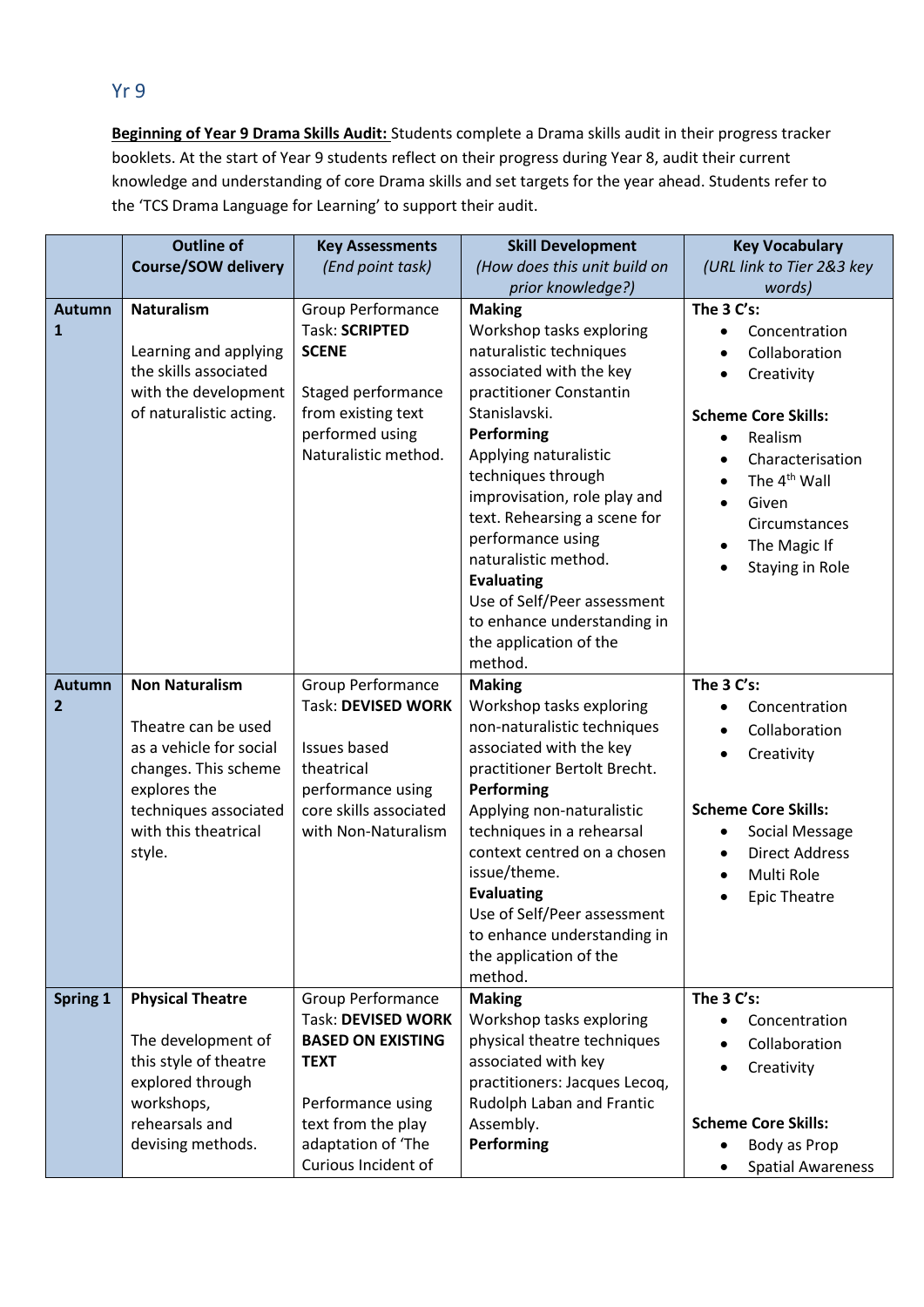## Yr 9

**Beginning of Year 9 Drama Skills Audit:** Students complete a Drama skills audit in their progress tracker booklets. At the start of Year 9 students reflect on their progress during Year 8, audit their current knowledge and understanding of core Drama skills and set targets for the year ahead. Students refer to the 'TCS Drama Language for Learning' to support their audit.

| | Outline of Course/SOW delivery | Key Assessments *(End point task)* | Skill Development *(How does this unit build on prior knowledge?)* | Key Vocabulary *(URL link to Tier 2&3 key words)* |
|---|---|---|---|---|
| **Autumn 1** | **Naturalism**<br><br>Learning and applying the skills associated with the development of naturalistic acting. | Group Performance Task: **SCRIPTED SCENE**<br><br>Staged performance from existing text performed using Naturalistic method. | **Making**<br>Workshop tasks exploring naturalistic techniques associated with the key practitioner Constantin Stanislavski.<br>**Performing**<br>Applying naturalistic techniques through improvisation, role play and text. Rehearsing a scene for performance using naturalistic method.<br>**Evaluating**<br>Use of Self/Peer assessment to enhance understanding in the application of the method. | **The 3 C's:**<br>• Concentration<br>• Collaboration<br>• Creativity<br><br>**Scheme Core Skills:**<br>• Realism<br>• Characterisation<br>• The 4th Wall<br>• Given Circumstances<br>• The Magic If<br>• Staying in Role |
| **Autumn 2** | **Non Naturalism**<br><br>Theatre can be used as a vehicle for social changes. This scheme explores the techniques associated with this theatrical style. | Group Performance Task: **DEVISED WORK**<br><br>Issues based theatrical performance using core skills associated with Non-Naturalism | **Making**<br>Workshop tasks exploring non-naturalistic techniques associated with the key practitioner Bertolt Brecht.<br>**Performing**<br>Applying non-naturalistic techniques in a rehearsal context centred on a chosen issue/theme.<br>**Evaluating**<br>Use of Self/Peer assessment to enhance understanding in the application of the method. | **The 3 C's:**<br>• Concentration<br>• Collaboration<br>• Creativity<br><br>**Scheme Core Skills:**<br>• Social Message<br>• Direct Address<br>• Multi Role<br>• Epic Theatre |
| **Spring 1** | **Physical Theatre**<br><br>The development of this style of theatre explored through workshops, rehearsals and devising methods. | Group Performance Task: **DEVISED WORK BASED ON EXISTING TEXT**<br><br>Performance using text from the play adaptation of 'The Curious Incident of | **Making**<br>Workshop tasks exploring physical theatre techniques associated with key practitioners: Jacques Lecoq, Rudolph Laban and Frantic Assembly.<br>**Performing** | **The 3 C's:**<br>• Concentration<br>• Collaboration<br>• Creativity<br><br>**Scheme Core Skills:**<br>• Body as Prop<br>• Spatial Awareness |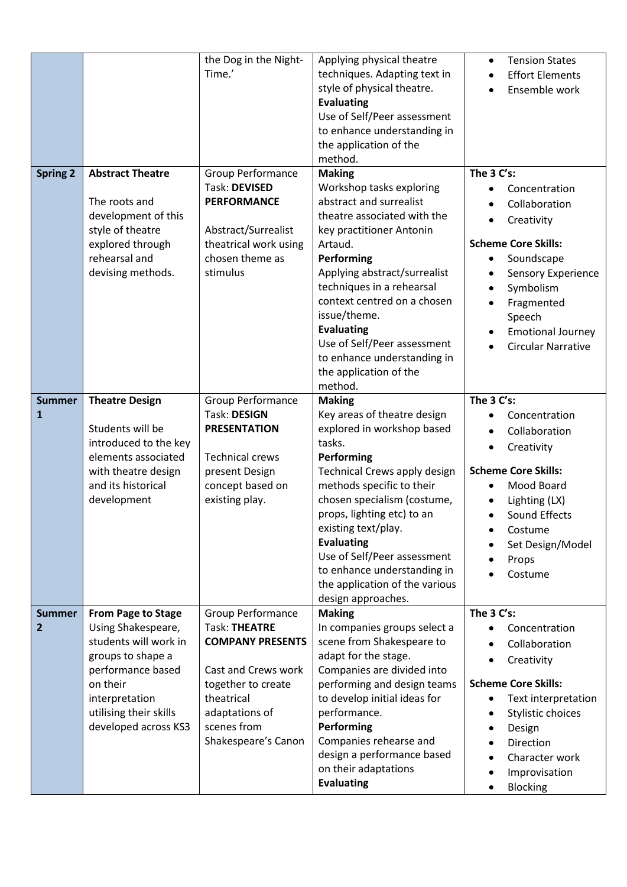| | | | | |
|---|---|---|---|---|
| | | the Dog in the Night-Time.' | Applying physical theatre techniques. Adapting text in style of physical theatre.<br>**Evaluating**<br>Use of Self/Peer assessment to enhance understanding in the application of the method. | • Tension States<br>• Effort Elements<br>• Ensemble work |
| **Spring 2** | **Abstract Theatre**<br><br>The roots and development of this style of theatre explored through rehearsal and devising methods. | Group Performance Task: **DEVISED PERFORMANCE**<br><br>Abstract/Surrealist theatrical work using chosen theme as stimulus | **Making**<br>Workshop tasks exploring abstract and surrealist theatre associated with the key practitioner Antonin Artaud.<br>**Performing**<br>Applying abstract/surrealist techniques in a rehearsal context centred on a chosen issue/theme.<br>**Evaluating**<br>Use of Self/Peer assessment to enhance understanding in the application of the method. | **The 3 C's:**<br>• Concentration<br>• Collaboration<br>• Creativity<br><br>**Scheme Core Skills:**<br>• Soundscape<br>• Sensory Experience<br>• Symbolism<br>• Fragmented Speech<br>• Emotional Journey<br>• Circular Narrative |
| **Summer 1** | **Theatre Design**<br><br>Students will be introduced to the key elements associated with theatre design and its historical development | Group Performance Task: **DESIGN PRESENTATION**<br><br>Technical crews present Design concept based on existing play. | **Making**<br>Key areas of theatre design explored in workshop based tasks.<br>**Performing**<br>Technical Crews apply design methods specific to their chosen specialism (costume, props, lighting etc) to an existing text/play.<br>**Evaluating**<br>Use of Self/Peer assessment to enhance understanding in the application of the various design approaches. | **The 3 C's:**<br>• Concentration<br>• Collaboration<br>• Creativity<br><br>**Scheme Core Skills:**<br>• Mood Board<br>• Lighting (LX)<br>• Sound Effects<br>• Costume<br>• Set Design/Model<br>• Props<br>• Costume |
| **Summer 2** | **From Page to Stage**<br>Using Shakespeare, students will work in groups to shape a performance based on their interpretation utilising their skills developed across KS3 | Group Performance Task: **THEATRE COMPANY PRESENTS**<br><br>Cast and Crews work together to create theatrical adaptations of scenes from Shakespeare's Canon | **Making**<br>In companies groups select a scene from Shakespeare to adapt for the stage.<br>Companies are divided into performing and design teams to develop initial ideas for performance.<br>**Performing**<br>Companies rehearse and design a performance based on their adaptations<br>**Evaluating** | **The 3 C's:**<br>• Concentration<br>• Collaboration<br>• Creativity<br><br>**Scheme Core Skills:**<br>• Text interpretation<br>• Stylistic choices<br>• Design<br>• Direction<br>• Character work<br>• Improvisation<br>• Blocking |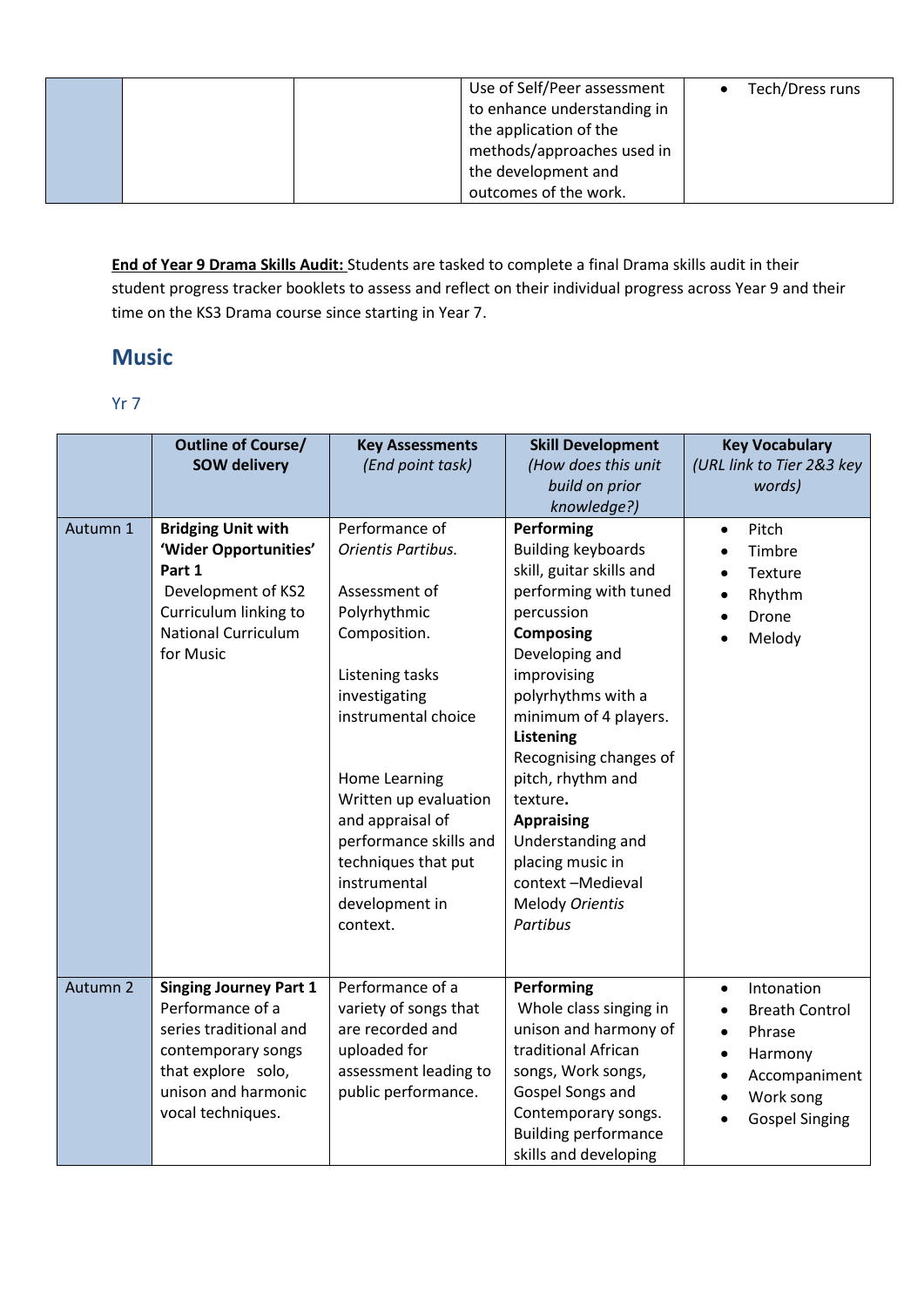| | | | Use of Self/Peer assessment to enhance understanding in the application of the methods/approaches used in the development and outcomes of the work. | • Tech/Dress runs |
|---|---|---|---|---|

**End of Year 9 Drama Skills Audit:** Students are tasked to complete a final Drama skills audit in their student progress tracker booklets to assess and reflect on their individual progress across Year 9 and their time on the KS3 Drama course since starting in Year 7.

## Music

### Yr 7

| | Outline of Course/ SOW delivery | Key Assessments *(End point task)* | Skill Development *(How does this unit build on prior knowledge?)* | Key Vocabulary *(URL link to Tier 2&3 key words)* |
|---|---|---|---|---|
| Autumn 1 | **Bridging Unit with 'Wider Opportunities' Part 1** Development of KS2 Curriculum linking to National Curriculum for Music | Performance of *Orientis Partibus.*<br><br>Assessment of Polyrhythmic Composition.<br><br>Listening tasks investigating instrumental choice<br><br>Home Learning Written up evaluation and appraisal of performance skills and techniques that put instrumental development in context. | **Performing** Building keyboards skill, guitar skills and performing with tuned percussion **Composing** Developing and improvising polyrhythms with a minimum of 4 players. **Listening** Recognising changes of pitch, rhythm and texture. **Appraising** Understanding and placing music in context –Medieval Melody *Orientis Partibus* | • Pitch<br>• Timbre<br>• Texture<br>• Rhythm<br>• Drone<br>• Melody |
| Autumn 2 | **Singing Journey Part 1** Performance of a series traditional and contemporary songs that explore solo, unison and harmonic vocal techniques. | Performance of a variety of songs that are recorded and uploaded for assessment leading to public performance. | **Performing** Whole class singing in unison and harmony of traditional African songs, Work songs, Gospel Songs and Contemporary songs. Building performance skills and developing | • Intonation<br>• Breath Control<br>• Phrase<br>• Harmony<br>• Accompaniment<br>• Work song<br>• Gospel Singing |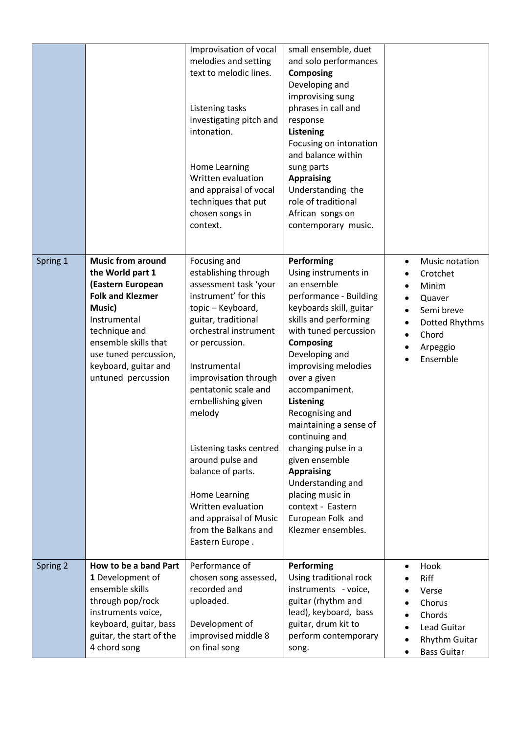| | | | | |
|---|---|---|---|---|
| | | Improvisation of vocal melodies and setting text to melodic lines.<br><br>Listening tasks investigating pitch and intonation.<br><br>Home Learning<br>Written evaluation and appraisal of vocal techniques that put chosen songs in context. | small ensemble, duet and solo performances<br>**Composing**<br>Developing and improvising sung phrases in call and response<br>**Listening**<br>Focusing on intonation and balance within sung parts<br>**Appraising**<br>Understanding the role of traditional African songs on contemporary music. | |
| Spring 1 | **Music from around the World part 1 (Eastern European Folk and Klezmer Music)**<br>Instrumental technique and ensemble skills that use tuned percussion, keyboard, guitar and untuned percussion | Focusing and establishing through assessment task 'your instrument' for this topic – Keyboard, guitar, traditional orchestral instrument or percussion.<br><br>Instrumental improvisation through pentatonic scale and embellishing given melody<br><br>Listening tasks centred around pulse and balance of parts.<br><br>Home Learning<br>Written evaluation and appraisal of Music from the Balkans and Eastern Europe . | **Performing**<br>Using instruments in an ensemble performance - Building keyboards skill, guitar skills and performing with tuned percussion<br>**Composing**<br>Developing and improvising melodies over a given accompaniment.<br>**Listening**<br>Recognising and maintaining a sense of continuing and changing pulse in a given ensemble<br>**Appraising**<br>Understanding and placing music in context - Eastern European Folk and Klezmer ensembles. | • Music notation<br>• Crotchet<br>• Minim<br>• Quaver<br>• Semi breve<br>• Dotted Rhythms<br>• Chord<br>• Arpeggio<br>• Ensemble |
| Spring 2 | **How to be a band Part 1** Development of ensemble skills through pop/rock instruments voice, keyboard, guitar, bass guitar, the start of the 4 chord song | Performance of chosen song assessed, recorded and uploaded.<br><br>Development of improvised middle 8 on final song | **Performing**<br>Using traditional rock instruments - voice, guitar (rhythm and lead), keyboard, bass guitar, drum kit to perform contemporary song. | • Hook<br>• Riff<br>• Verse<br>• Chorus<br>• Chords<br>• Lead Guitar<br>• Rhythm Guitar<br>• Bass Guitar |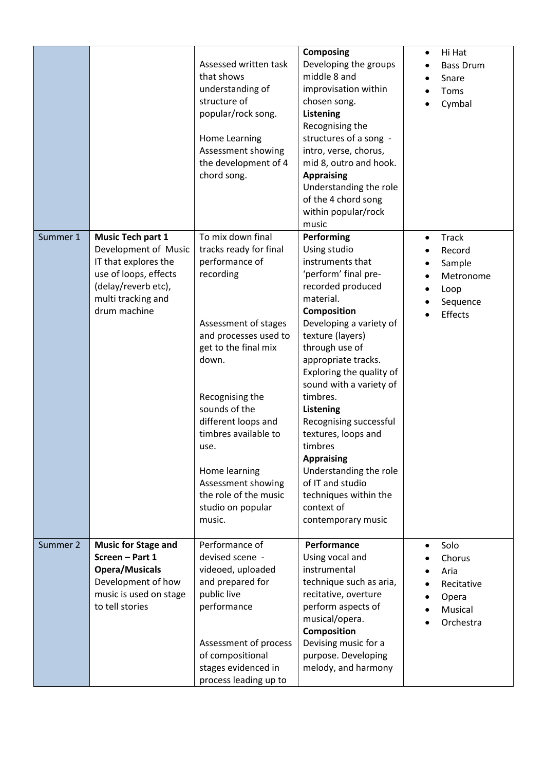| | | | | |
|---|---|---|---|---|
| | | Assessed written task that shows understanding of structure of popular/rock song.<br><br>Home Learning Assessment showing the development of 4 chord song. | **Composing**<br>Developing the groups middle 8 and improvisation within chosen song.<br>**Listening**<br>Recognising the structures of a song - intro, verse, chorus, mid 8, outro and hook.<br>**Appraising**<br>Understanding the role of the 4 chord song within popular/rock music | • Hi Hat<br>• Bass Drum<br>• Snare<br>• Toms<br>• Cymbal |
| Summer 1 | **Music Tech part 1**<br>Development of Music IT that explores the use of loops, effects (delay/reverb etc), multi tracking and drum machine | To mix down final tracks ready for final performance of recording<br><br>Assessment of stages and processes used to get to the final mix down.<br><br>Recognising the sounds of the different loops and timbres available to use.<br><br>Home learning Assessment showing the role of the music studio on popular music. | **Performing**<br>Using studio instruments that 'perform' final pre-recorded produced material.<br>**Composition**<br>Developing a variety of texture (layers) through use of appropriate tracks. Exploring the quality of sound with a variety of timbres.<br>**Listening**<br>Recognising successful textures, loops and timbres<br>**Appraising**<br>Understanding the role of IT and studio techniques within the context of contemporary music | • Track<br>• Record<br>• Sample<br>• Metronome<br>• Loop<br>• Sequence<br>• Effects |
| Summer 2 | **Music for Stage and Screen – Part 1**<br>**Opera/Musicals**<br>Development of how music is used on stage to tell stories | Performance of devised scene - videoed, uploaded and prepared for public live performance<br><br>Assessment of process of compositional stages evidenced in process leading up to | **Performance**<br>Using vocal and instrumental technique such as aria, recitative, overture perform aspects of musical/opera.<br>**Composition**<br>Devising music for a purpose. Developing melody, and harmony | • Solo<br>• Chorus<br>• Aria<br>• Recitative<br>• Opera<br>• Musical<br>• Orchestra |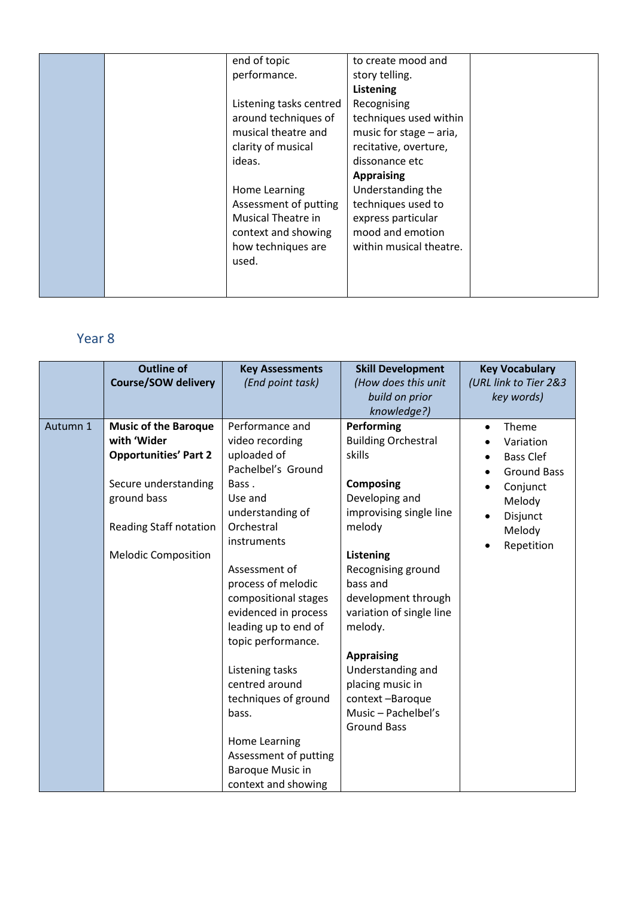| | | | | |
|---|---|---|---|---|
| | | end of topic performance.<br><br>Listening tasks centred around techniques of musical theatre and clarity of musical ideas.<br><br>Home Learning Assessment of putting Musical Theatre in context and showing how techniques are used. | to create mood and story telling.<br>**Listening**<br>Recognising techniques used within music for stage – aria, recitative, overture, dissonance etc<br>**Appraising**<br>Understanding the techniques used to express particular mood and emotion within musical theatre. | |

## Year 8

| | Outline of Course/SOW delivery | Key Assessments *(End point task)* | Skill Development *(How does this unit build on prior knowledge?)* | Key Vocabulary *(URL link to Tier 2&3 key words)* |
|---|---|---|---|---|
| Autumn 1 | **Music of the Baroque with 'Wider Opportunities' Part 2**<br><br>Secure understanding ground bass<br><br>Reading Staff notation<br><br>Melodic Composition | Performance and video recording uploaded of Pachelbel's Ground Bass .<br>Use and understanding of Orchestral instruments<br><br>Assessment of process of melodic compositional stages evidenced in process leading up to end of topic performance.<br><br>Listening tasks centred around techniques of ground bass.<br><br>Home Learning Assessment of putting Baroque Music in context and showing | **Performing**<br>Building Orchestral skills<br><br>**Composing**<br>Developing and improvising single line melody<br><br>**Listening**<br>Recognising ground bass and development through variation of single line melody.<br><br>**Appraising**<br>Understanding and placing music in context –Baroque Music – Pachelbel's Ground Bass | • Theme<br>• Variation<br>• Bass Clef<br>• Ground Bass<br>• Conjunct Melody<br>• Disjunct Melody<br>• Repetition |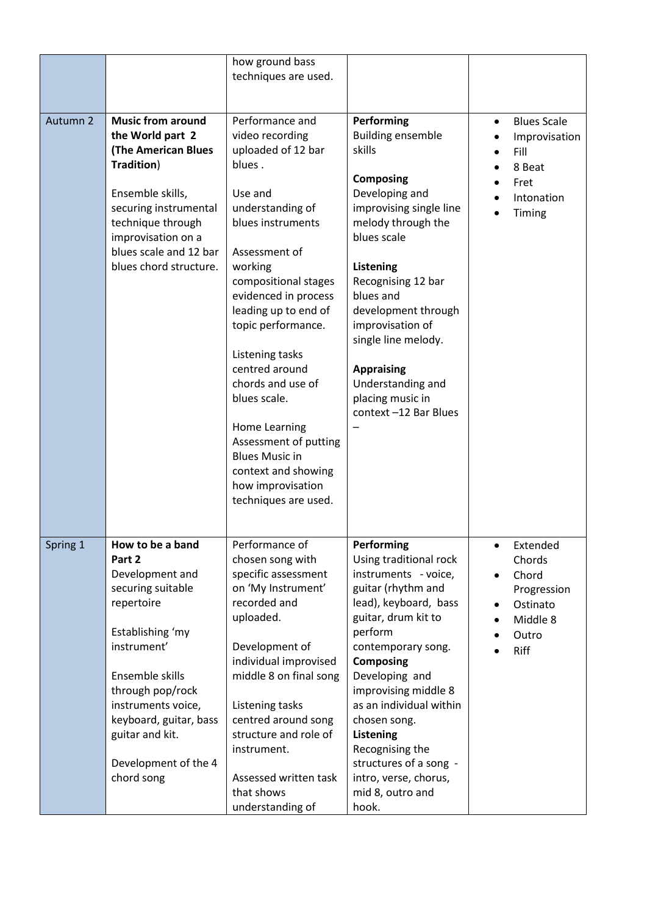| | | | | |
|---|---|---|---|---|
| | | how ground bass techniques are used. | | |
| Autumn 2 | **Music from around the World part 2 (The American Blues Tradition)**<br><br>Ensemble skills, securing instrumental technique through improvisation on a blues scale and 12 bar blues chord structure. | Performance and video recording uploaded of 12 bar blues .<br><br>Use and understanding of blues instruments<br><br>Assessment of working compositional stages evidenced in process leading up to end of topic performance.<br><br>Listening tasks centred around chords and use of blues scale.<br><br>Home Learning Assessment of putting Blues Music in context and showing how improvisation techniques are used. | **Performing**<br>Building ensemble skills<br><br>**Composing**<br>Developing and improvising single line melody through the blues scale<br><br>**Listening**<br>Recognising 12 bar blues and development through improvisation of single line melody.<br><br>**Appraising**<br>Understanding and placing music in context –12 Bar Blues – | • Blues Scale<br>• Improvisation<br>• Fill<br>• 8 Beat<br>• Fret<br>• Intonation<br>• Timing |
| Spring 1 | **How to be a band Part 2**<br>Development and securing suitable repertoire<br><br>Establishing 'my instrument'<br><br>Ensemble skills through pop/rock instruments voice, keyboard, guitar, bass guitar and kit.<br><br>Development of the 4 chord song | Performance of chosen song with specific assessment on 'My Instrument' recorded and uploaded.<br><br>Development of individual improvised middle 8 on final song<br><br>Listening tasks centred around song structure and role of instrument.<br><br>Assessed written task that shows understanding of | **Performing**<br>Using traditional rock instruments - voice, guitar (rhythm and lead), keyboard, bass guitar, drum kit to perform contemporary song.<br>**Composing**<br>Developing and improvising middle 8 as an individual within chosen song.<br>**Listening**<br>Recognising the structures of a song - intro, verse, chorus, mid 8, outro and hook. | • Extended Chords<br>• Chord Progression<br>• Ostinato<br>• Middle 8<br>• Outro<br>• Riff |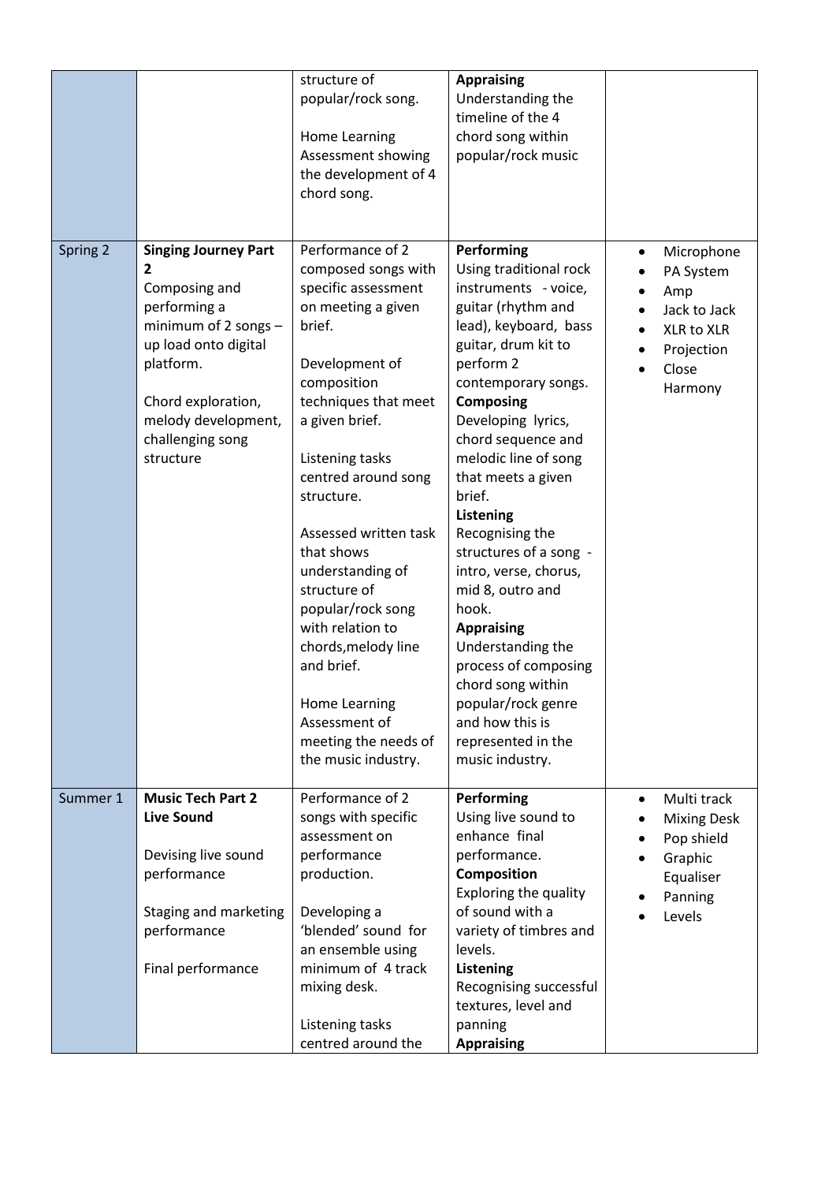| | | | | |
|---|---|---|---|---|
| | | structure of popular/rock song.<br><br>Home Learning Assessment showing the development of 4 chord song. | **Appraising**<br>Understanding the timeline of the 4 chord song within popular/rock music | |
| Spring 2 | **Singing Journey Part 2**<br>Composing and performing a minimum of 2 songs – up load onto digital platform.<br><br>Chord exploration, melody development, challenging song structure | Performance of 2 composed songs with specific assessment on meeting a given brief.<br><br>Development of composition techniques that meet a given brief.<br><br>Listening tasks centred around song structure.<br><br>Assessed written task that shows understanding of structure of popular/rock song with relation to chords,melody line and brief.<br><br>Home Learning Assessment of meeting the needs of the music industry. | **Performing**<br>Using traditional rock instruments - voice, guitar (rhythm and lead), keyboard, bass guitar, drum kit to perform 2 contemporary songs.<br>**Composing**<br>Developing lyrics, chord sequence and melodic line of song that meets a given brief.<br>**Listening**<br>Recognising the structures of a song - intro, verse, chorus, mid 8, outro and hook.<br>**Appraising**<br>Understanding the process of composing chord song within popular/rock genre and how this is represented in the music industry. | • Microphone<br>• PA System<br>• Amp<br>• Jack to Jack<br>• XLR to XLR<br>• Projection<br>• Close Harmony |
| Summer 1 | **Music Tech Part 2**<br>**Live Sound**<br><br>Devising live sound performance<br><br>Staging and marketing performance<br><br>Final performance | Performance of 2 songs with specific assessment on performance production.<br><br>Developing a 'blended' sound for an ensemble using minimum of 4 track mixing desk.<br><br>Listening tasks centred around the | **Performing**<br>Using live sound to enhance final performance.<br>**Composition**<br>Exploring the quality of sound with a variety of timbres and levels.<br>**Listening**<br>Recognising successful textures, level and panning<br>**Appraising** | • Multi track<br>• Mixing Desk<br>• Pop shield<br>• Graphic Equaliser<br>• Panning<br>• Levels |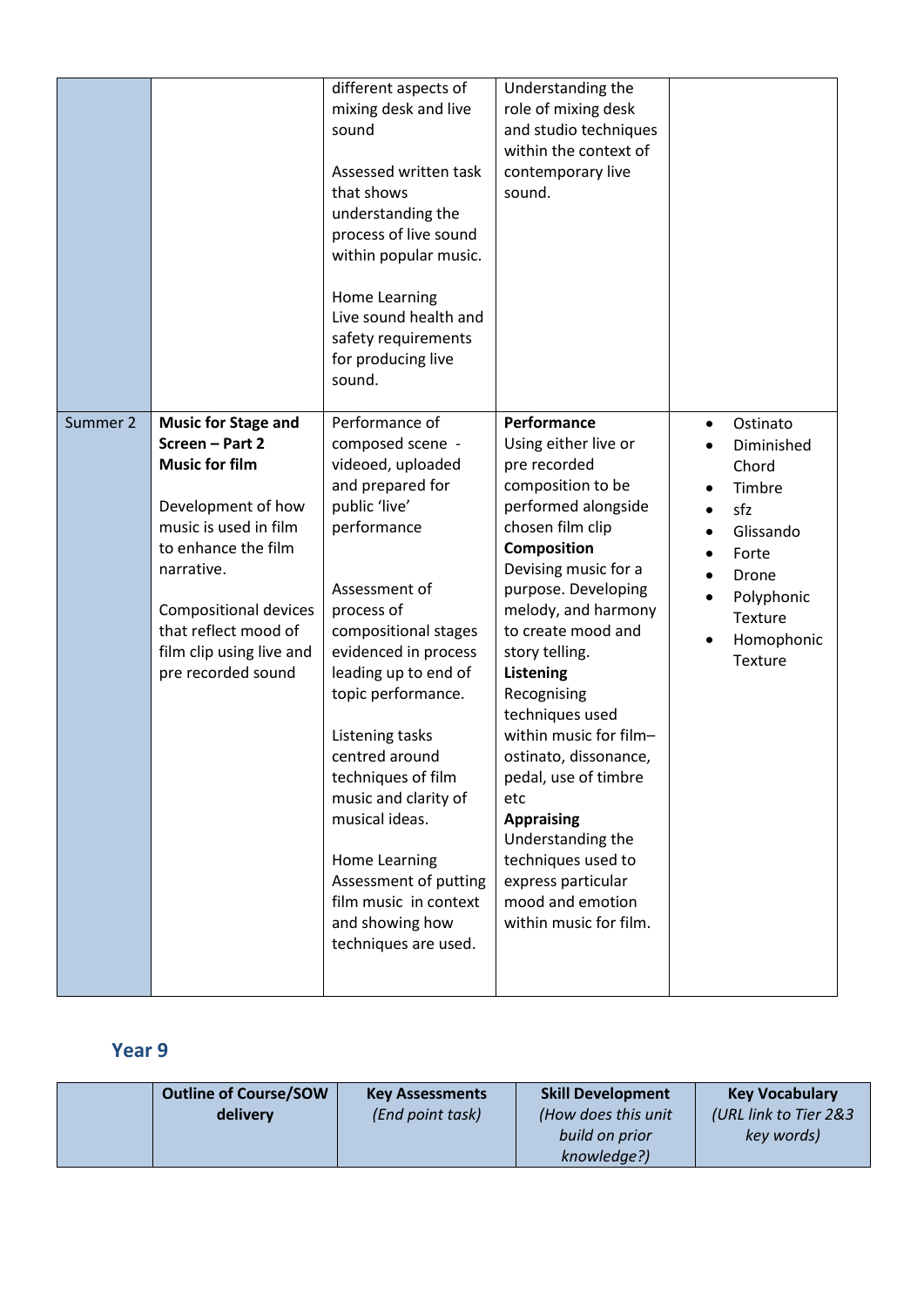| | | | | |
|---|---|---|---|---|
| | | different aspects of mixing desk and live sound<br><br>Assessed written task that shows understanding the process of live sound within popular music.<br><br>Home Learning<br>Live sound health and safety requirements for producing live sound. | Understanding the role of mixing desk and studio techniques within the context of contemporary live sound. | |
| Summer 2 | **Music for Stage and Screen – Part 2**<br>**Music for film**<br><br>Development of how music is used in film to enhance the film narrative.<br><br>Compositional devices that reflect mood of film clip using live and pre recorded sound | Performance of composed scene - videoed, uploaded and prepared for public 'live' performance<br><br>Assessment of process of compositional stages evidenced in process leading up to end of topic performance.<br><br>Listening tasks centred around techniques of film music and clarity of musical ideas.<br><br>Home Learning<br>Assessment of putting film music in context and showing how techniques are used. | **Performance**<br>Using either live or pre recorded composition to be performed alongside chosen film clip<br>**Composition**<br>Devising music for a purpose. Developing melody, and harmony to create mood and story telling.<br>**Listening**<br>Recognising techniques used within music for film– ostinato, dissonance, pedal, use of timbre etc<br>**Appraising**<br>Understanding the techniques used to express particular mood and emotion within music for film. | • Ostinato<br>• Diminished Chord<br>• Timbre<br>• sfz<br>• Glissando<br>• Forte<br>• Drone<br>• Polyphonic Texture<br>• Homophonic Texture |

## Year 9

| | Outline of Course/SOW delivery | Key Assessments *(End point task)* | Skill Development *(How does this unit build on prior knowledge?)* | Key Vocabulary *(URL link to Tier 2&3 key words)* |
|---|---|---|---|---|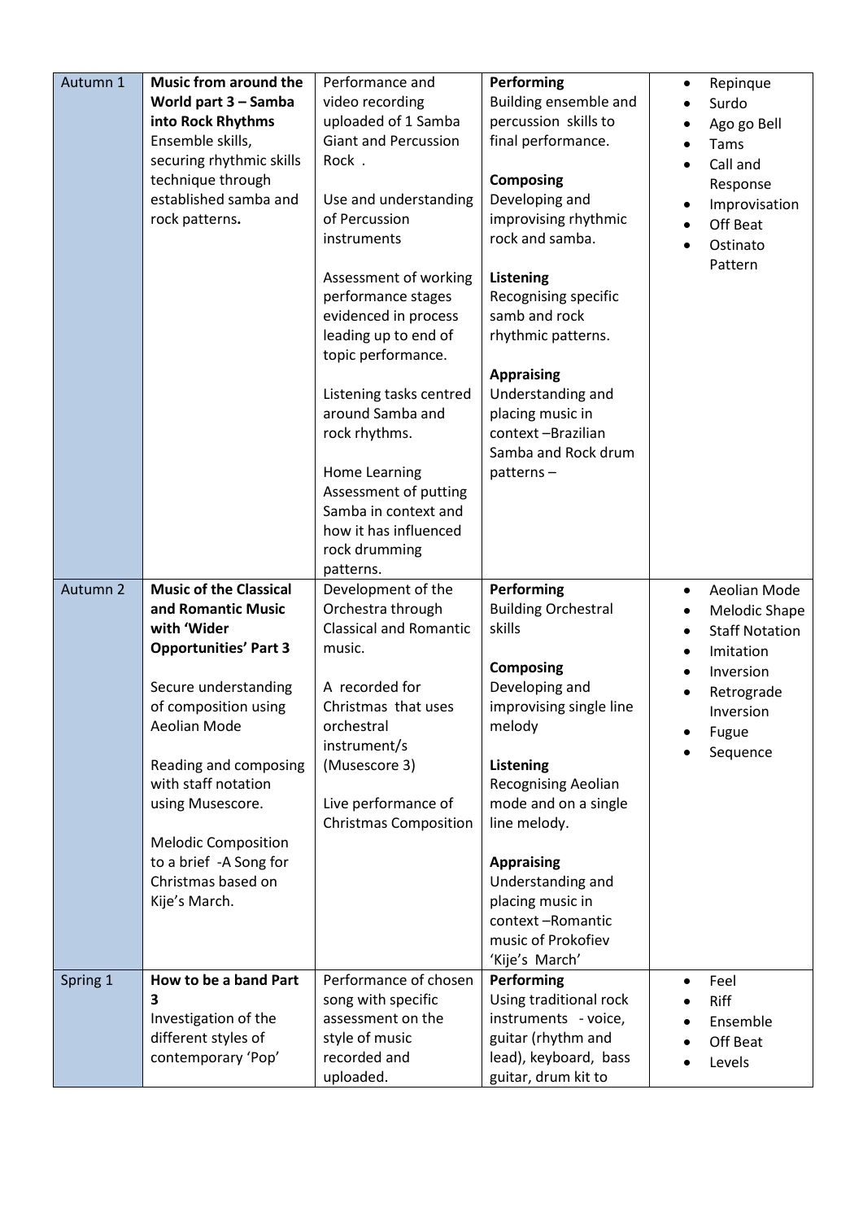| | | | | |
|---|---|---|---|---|
| Autumn 1 | **Music from around the World part 3 – Samba into Rock Rhythms**<br>Ensemble skills, securing rhythmic skills technique through established samba and rock patterns**.** | Performance and video recording uploaded of 1 Samba Giant and Percussion Rock .<br><br>Use and understanding of Percussion instruments<br><br>Assessment of working performance stages evidenced in process leading up to end of topic performance.<br><br>Listening tasks centred around Samba and rock rhythms.<br><br>Home Learning Assessment of putting Samba in context and how it has influenced rock drumming patterns. | **Performing**<br>Building ensemble and percussion skills to final performance.<br><br>**Composing**<br>Developing and improvising rhythmic rock and samba.<br><br>**Listening**<br>Recognising specific samb and rock rhythmic patterns.<br><br>**Appraising**<br>Understanding and placing music in context –Brazilian Samba and Rock drum patterns – | • Repinque<br>• Surdo<br>• Ago go Bell<br>• Tams<br>• Call and Response<br>• Improvisation<br>• Off Beat<br>• Ostinato Pattern |
| Autumn 2 | **Music of the Classical and Romantic Music with 'Wider Opportunities' Part 3**<br><br>Secure understanding of composition using Aeolian Mode<br><br>Reading and composing with staff notation using Musescore.<br><br>Melodic Composition to a brief -A Song for Christmas based on Kije's March. | Development of the Orchestra through Classical and Romantic music.<br><br>A recorded for Christmas that uses orchestral instrument/s (Musescore 3)<br><br>Live performance of Christmas Composition | **Performing**<br>Building Orchestral skills<br><br>**Composing**<br>Developing and improvising single line melody<br><br>**Listening**<br>Recognising Aeolian mode and on a single line melody.<br><br>**Appraising**<br>Understanding and placing music in context –Romantic music of Prokofiev 'Kije's March' | • Aeolian Mode<br>• Melodic Shape<br>• Staff Notation<br>• Imitation<br>• Inversion<br>• Retrograde Inversion<br>• Fugue<br>• Sequence |
| Spring 1 | **How to be a band Part 3**<br>Investigation of the different styles of contemporary 'Pop' | Performance of chosen song with specific assessment on the style of music recorded and uploaded. | **Performing**<br>Using traditional rock instruments - voice, guitar (rhythm and lead), keyboard, bass guitar, drum kit to | • Feel<br>• Riff<br>• Ensemble<br>• Off Beat<br>• Levels |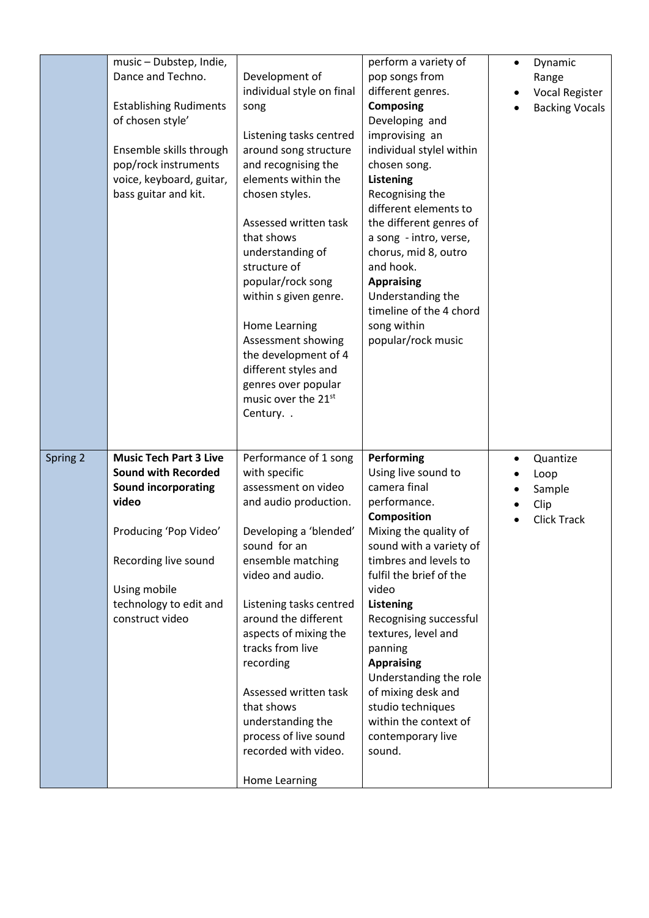| | | | | |
|---|---|---|---|---|
| | music – Dubstep, Indie, Dance and Techno.<br><br>Establishing Rudiments of chosen style'<br><br>Ensemble skills through pop/rock instruments voice, keyboard, guitar, bass guitar and kit. | Development of individual style on final song<br><br>Listening tasks centred around song structure and recognising the elements within the chosen styles.<br><br>Assessed written task that shows understanding of structure of popular/rock song within s given genre.<br><br>Home Learning Assessment showing the development of 4 different styles and genres over popular music over the 21st Century. . | perform a variety of pop songs from different genres.<br>**Composing**<br>Developing and improvising an individual stylel within chosen song.<br>**Listening**<br>Recognising the different elements to the different genres of a song - intro, verse, chorus, mid 8, outro and hook.<br>**Appraising**<br>Understanding the timeline of the 4 chord song within popular/rock music | • Dynamic Range<br>• Vocal Register<br>• Backing Vocals |
| Spring 2 | **Music Tech Part 3 Live Sound with Recorded Sound incorporating video**<br><br>Producing 'Pop Video'<br><br>Recording live sound<br><br>Using mobile technology to edit and construct video | Performance of 1 song with specific assessment on video and audio production.<br><br>Developing a 'blended' sound for an ensemble matching video and audio.<br><br>Listening tasks centred around the different aspects of mixing the tracks from live recording<br><br>Assessed written task that shows understanding the process of live sound recorded with video.<br><br>Home Learning | **Performing**<br>Using live sound to camera final performance.<br>**Composition**<br>Mixing the quality of sound with a variety of timbres and levels to fulfil the brief of the video<br>**Listening**<br>Recognising successful textures, level and panning<br>**Appraising**<br>Understanding the role of mixing desk and studio techniques within the context of contemporary live sound. | • Quantize<br>• Loop<br>• Sample<br>• Clip<br>• Click Track |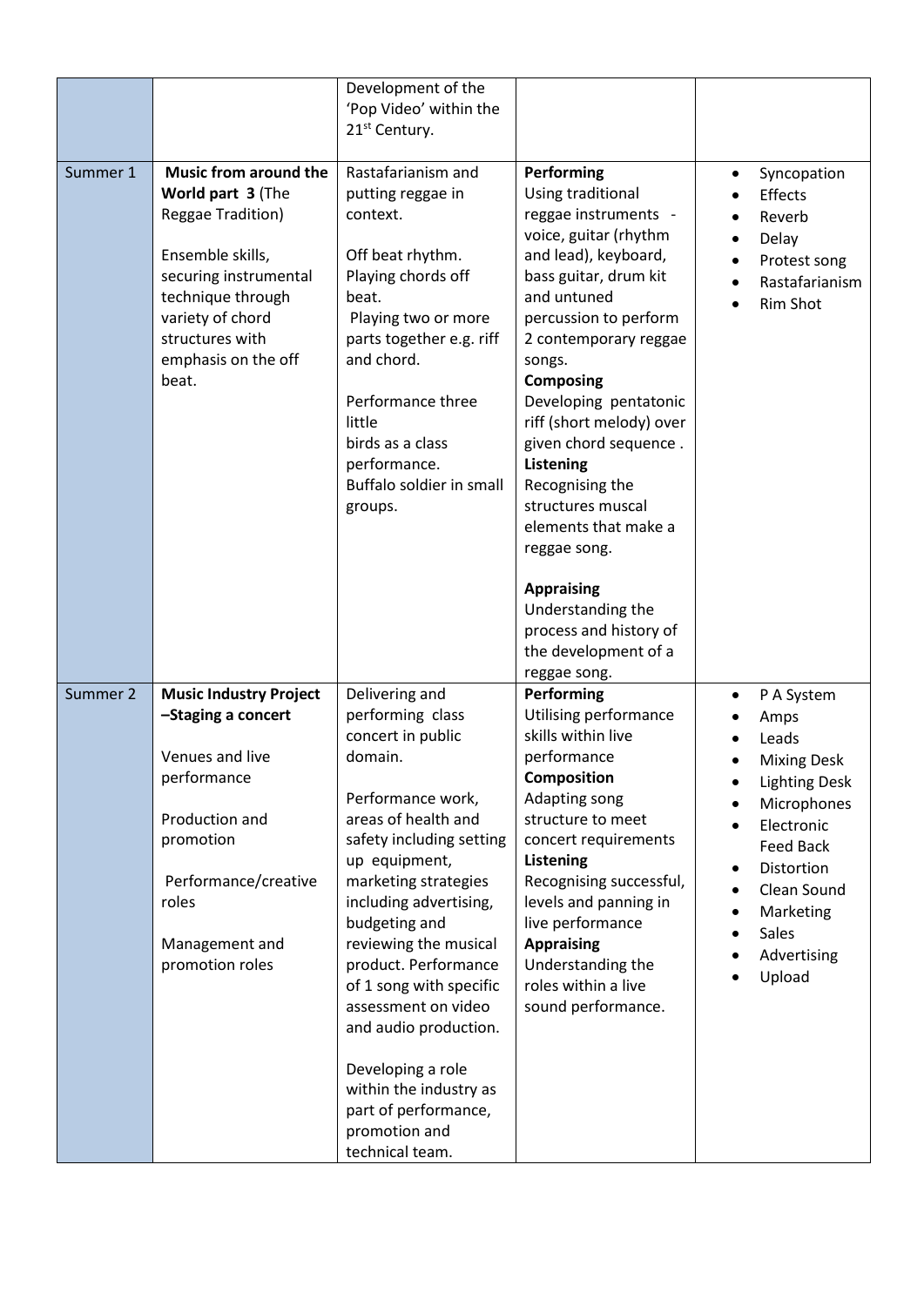| | | | | |
|---|---|---|---|---|
| | | Development of the 'Pop Video' within the 21st Century. | | |
| Summer 1 | **Music from around the World part 3** (The Reggae Tradition)<br><br>Ensemble skills, securing instrumental technique through variety of chord structures with emphasis on the off beat. | Rastafarianism and putting reggae in context.<br><br>Off beat rhythm. Playing chords off beat.<br>Playing two or more parts together e.g. riff and chord.<br><br>Performance three little birds as a class performance.<br>Buffalo soldier in small groups. | **Performing**<br>Using traditional reggae instruments - voice, guitar (rhythm and lead), keyboard, bass guitar, drum kit and untuned percussion to perform 2 contemporary reggae songs.<br>**Composing**<br>Developing pentatonic riff (short melody) over given chord sequence .<br>**Listening**<br>Recognising the structures muscal elements that make a reggae song.<br><br>**Appraising**<br>Understanding the process and history of the development of a reggae song. | • Syncopation<br>• Effects<br>• Reverb<br>• Delay<br>• Protest song<br>• Rastafarianism<br>• Rim Shot |
| Summer 2 | **Music Industry Project –Staging a concert**<br><br>Venues and live performance<br><br>Production and promotion<br><br>Performance/creative roles<br><br>Management and promotion roles | Delivering and performing class concert in public domain.<br><br>Performance work, areas of health and safety including setting up equipment, marketing strategies including advertising, budgeting and reviewing the musical product. Performance of 1 song with specific assessment on video and audio production.<br><br>Developing a role within the industry as part of performance, promotion and technical team. | **Performing**<br>Utilising performance skills within live performance<br>**Composition**<br>Adapting song structure to meet concert requirements<br>**Listening**<br>Recognising successful, levels and panning in live performance<br>**Appraising**<br>Understanding the roles within a live sound performance. | • P A System<br>• Amps<br>• Leads<br>• Mixing Desk<br>• Lighting Desk<br>• Microphones<br>• Electronic Feed Back<br>• Distortion<br>• Clean Sound<br>• Marketing<br>• Sales<br>• Advertising<br>• Upload |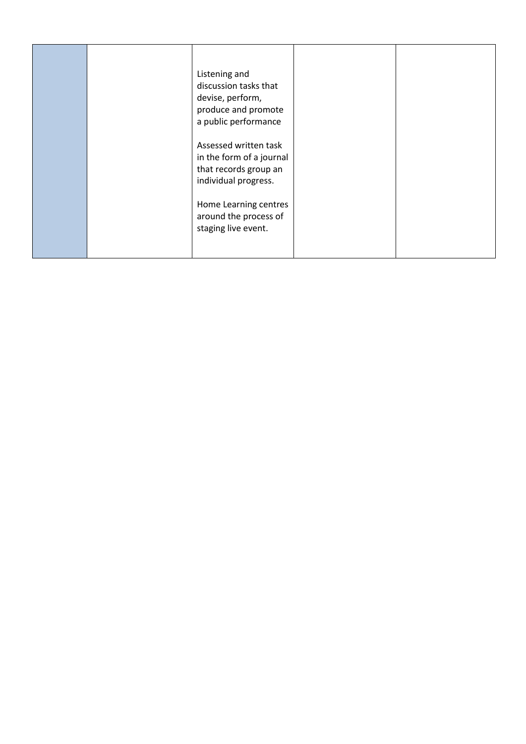| | | | | |
|---|---|---|---|---|
| | | Listening and discussion tasks that devise, perform, produce and promote a public performance<br><br>Assessed written task in the form of a journal that records group an individual progress.<br><br>Home Learning centres around the process of staging live event. | | |